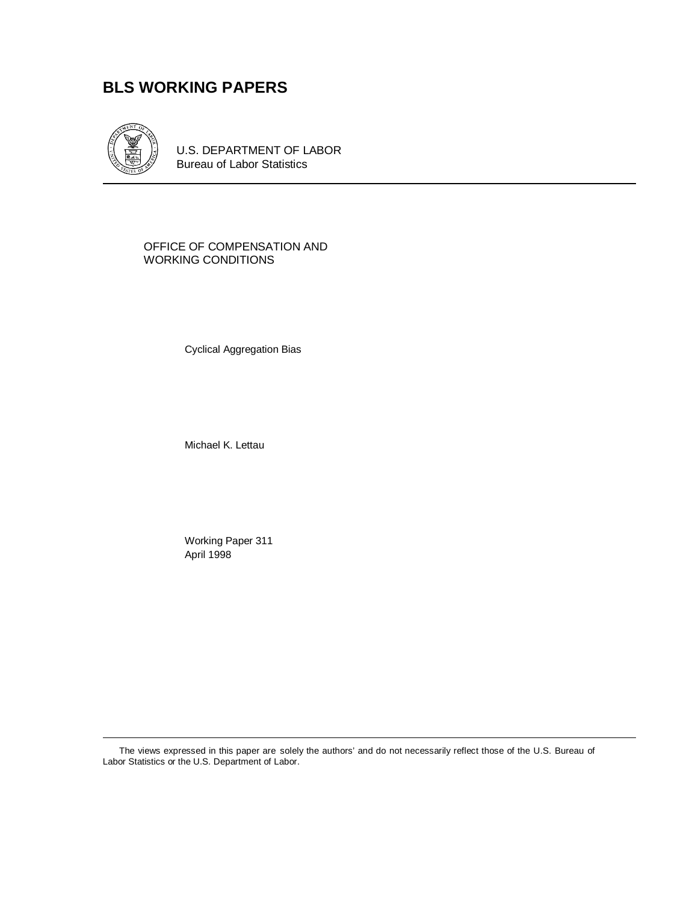# BLS WORKING PAPERS

U.S. DEPARTMENT OF LABOR
Bureau of Labor Statistics

OFFICE OF COMPENSATION AND
WORKING CONDITIONS

Cyclical Aggregation Bias

Michael K. Lettau

Working Paper 311
April 1998

The views expressed in this paper are solely the authors' and do not necessarily reflect those of the U.S. Bureau of Labor Statistics or the U.S. Department of Labor.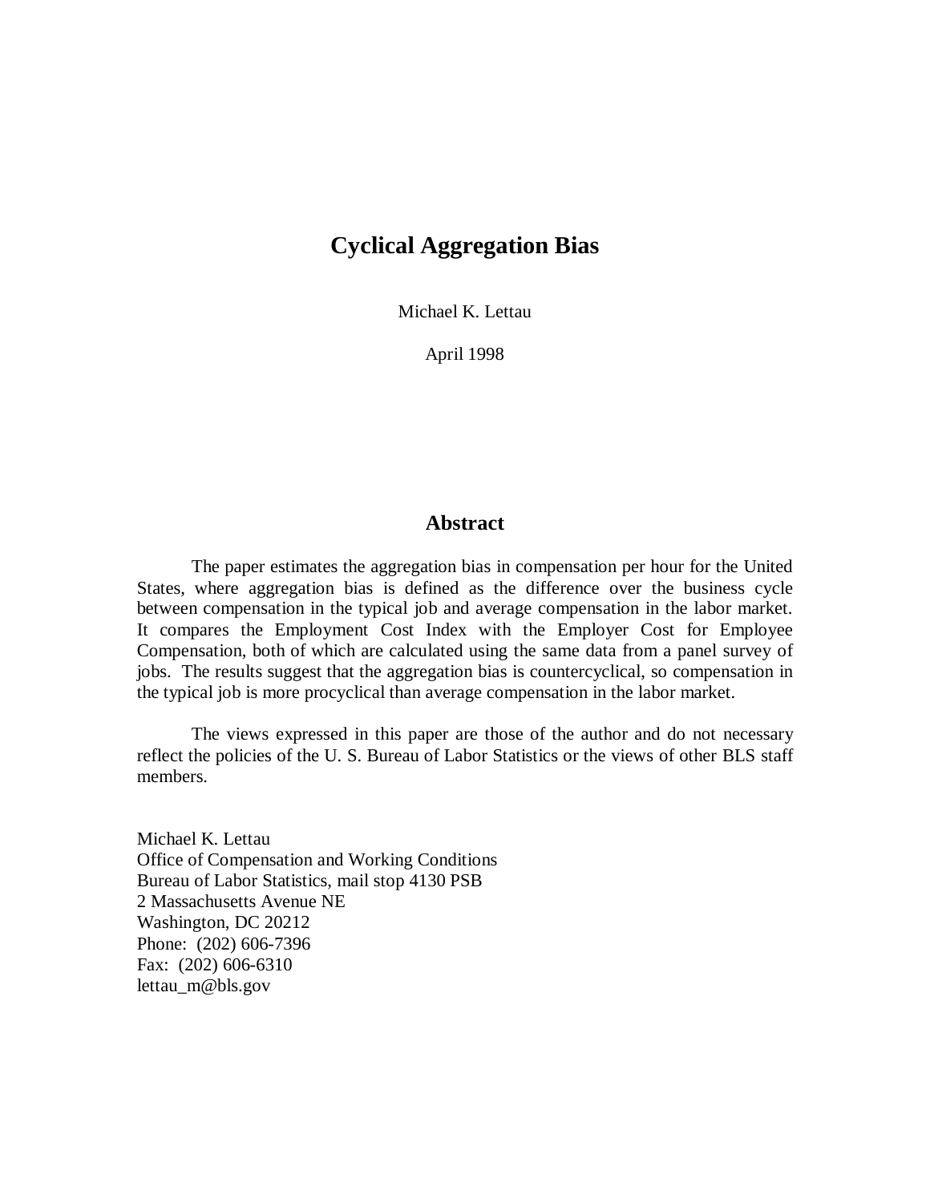# Cyclical Aggregation Bias

Michael K. Lettau

April 1998

## Abstract

The paper estimates the aggregation bias in compensation per hour for the United States, where aggregation bias is defined as the difference over the business cycle between compensation in the typical job and average compensation in the labor market. It compares the Employment Cost Index with the Employer Cost for Employee Compensation, both of which are calculated using the same data from a panel survey of jobs. The results suggest that the aggregation bias is countercyclical, so compensation in the typical job is more procyclical than average compensation in the labor market.

The views expressed in this paper are those of the author and do not necessary reflect the policies of the U. S. Bureau of Labor Statistics or the views of other BLS staff members.

Michael K. Lettau
Office of Compensation and Working Conditions
Bureau of Labor Statistics, mail stop 4130 PSB
2 Massachusetts Avenue NE
Washington, DC 20212
Phone: (202) 606-7396
Fax: (202) 606-6310
lettau_m@bls.gov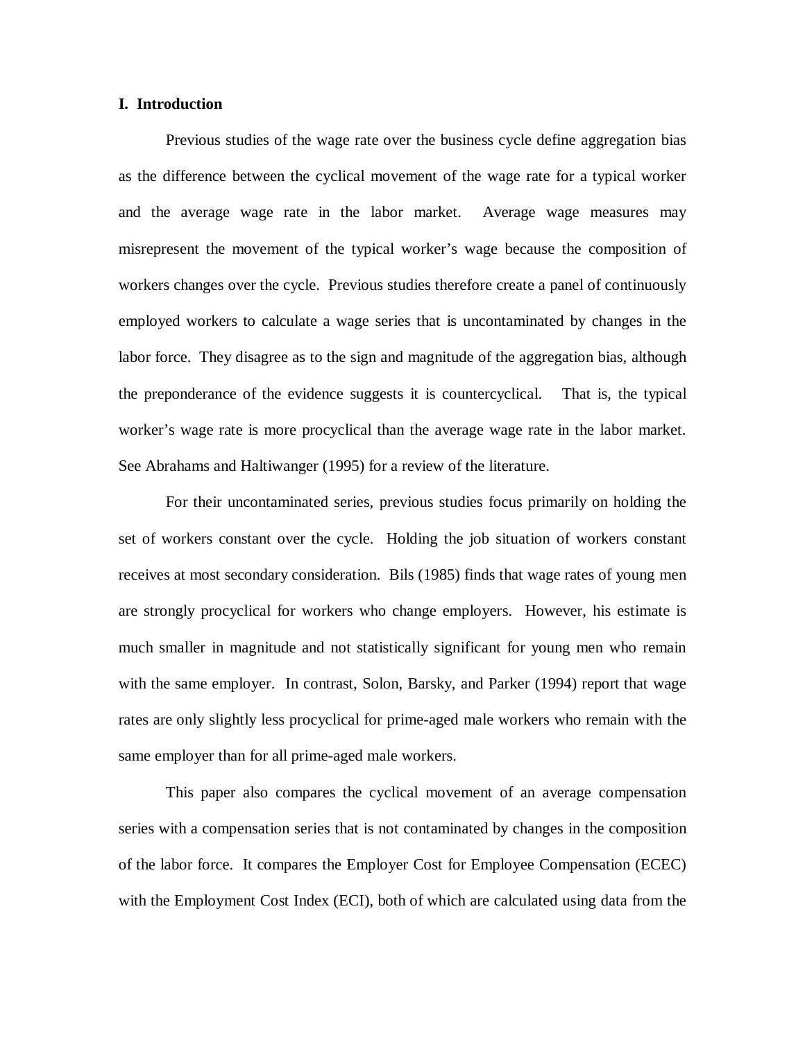## I. Introduction

Previous studies of the wage rate over the business cycle define aggregation bias as the difference between the cyclical movement of the wage rate for a typical worker and the average wage rate in the labor market. Average wage measures may misrepresent the movement of the typical worker's wage because the composition of workers changes over the cycle. Previous studies therefore create a panel of continuously employed workers to calculate a wage series that is uncontaminated by changes in the labor force. They disagree as to the sign and magnitude of the aggregation bias, although the preponderance of the evidence suggests it is countercyclical. That is, the typical worker's wage rate is more procyclical than the average wage rate in the labor market. See Abrahams and Haltiwanger (1995) for a review of the literature.

For their uncontaminated series, previous studies focus primarily on holding the set of workers constant over the cycle. Holding the job situation of workers constant receives at most secondary consideration. Bils (1985) finds that wage rates of young men are strongly procyclical for workers who change employers. However, his estimate is much smaller in magnitude and not statistically significant for young men who remain with the same employer. In contrast, Solon, Barsky, and Parker (1994) report that wage rates are only slightly less procyclical for prime-aged male workers who remain with the same employer than for all prime-aged male workers.

This paper also compares the cyclical movement of an average compensation series with a compensation series that is not contaminated by changes in the composition of the labor force. It compares the Employer Cost for Employee Compensation (ECEC) with the Employment Cost Index (ECI), both of which are calculated using data from the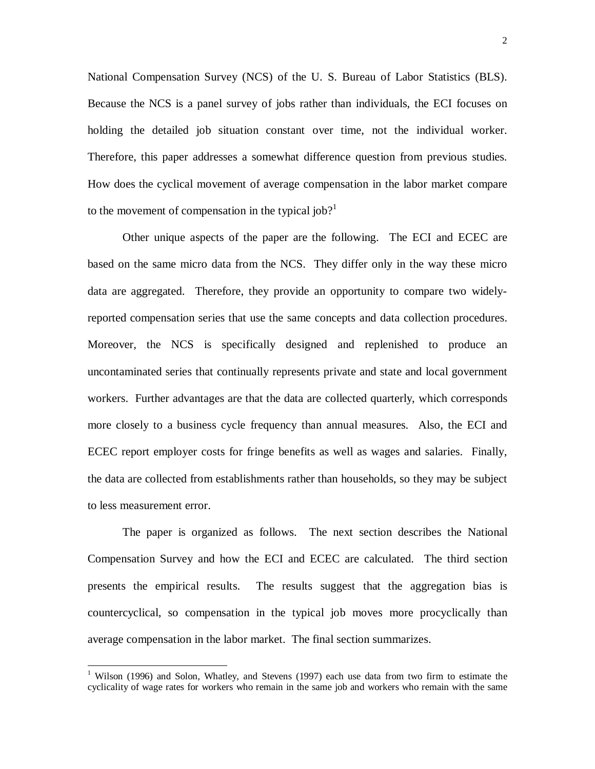National Compensation Survey (NCS) of the U. S. Bureau of Labor Statistics (BLS). Because the NCS is a panel survey of jobs rather than individuals, the ECI focuses on holding the detailed job situation constant over time, not the individual worker. Therefore, this paper addresses a somewhat difference question from previous studies. How does the cyclical movement of average compensation in the labor market compare to the movement of compensation in the typical job?[1]

Other unique aspects of the paper are the following. The ECI and ECEC are based on the same micro data from the NCS. They differ only in the way these micro data are aggregated. Therefore, they provide an opportunity to compare two widely-reported compensation series that use the same concepts and data collection procedures. Moreover, the NCS is specifically designed and replenished to produce an uncontaminated series that continually represents private and state and local government workers. Further advantages are that the data are collected quarterly, which corresponds more closely to a business cycle frequency than annual measures. Also, the ECI and ECEC report employer costs for fringe benefits as well as wages and salaries. Finally, the data are collected from establishments rather than households, so they may be subject to less measurement error.

The paper is organized as follows. The next section describes the National Compensation Survey and how the ECI and ECEC are calculated. The third section presents the empirical results. The results suggest that the aggregation bias is countercyclical, so compensation in the typical job moves more procyclically than average compensation in the labor market. The final section summarizes.

[1] Wilson (1996) and Solon, Whatley, and Stevens (1997) each use data from two firm to estimate the cyclicality of wage rates for workers who remain in the same job and workers who remain with the same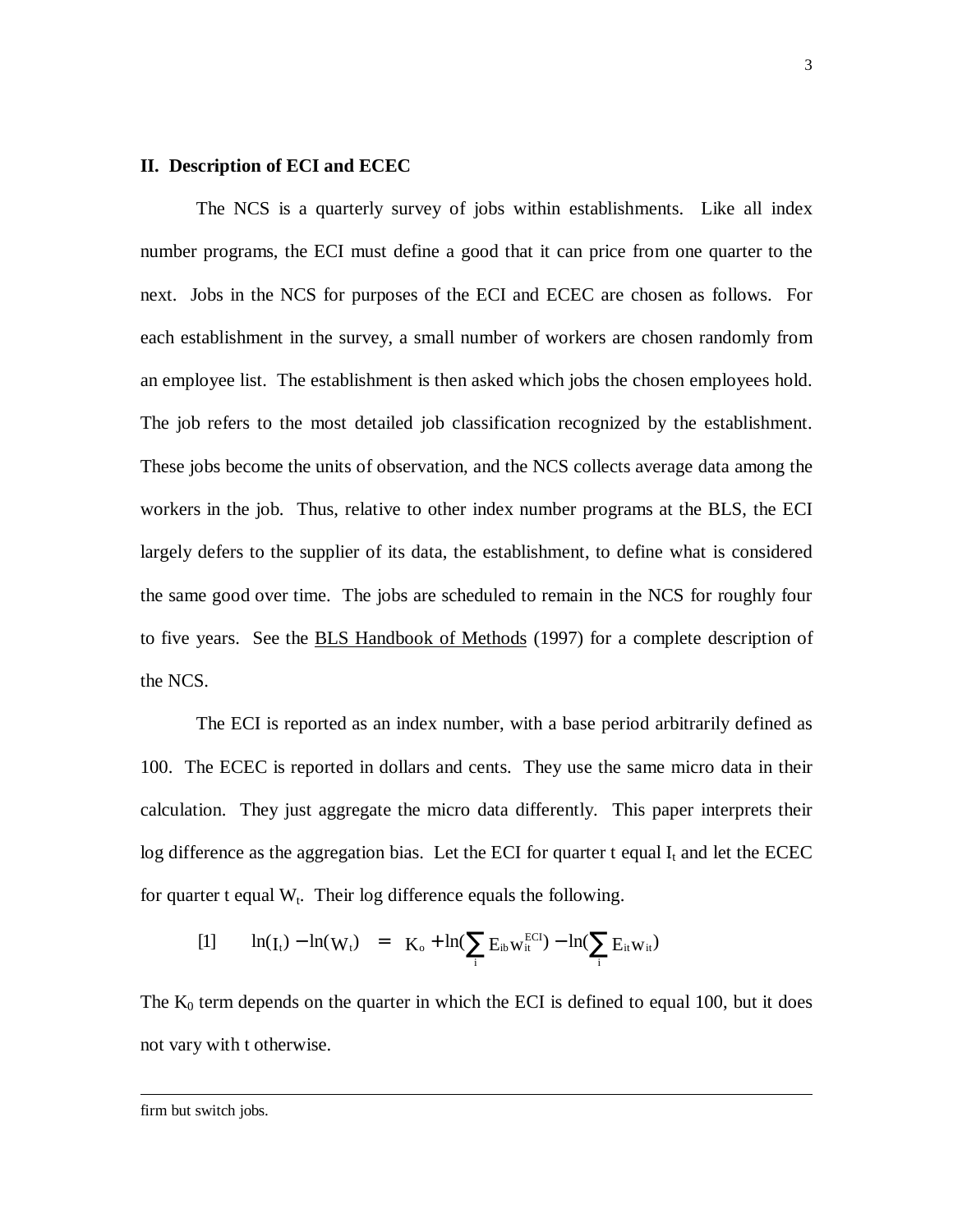## II. Description of ECI and ECEC

The NCS is a quarterly survey of jobs within establishments. Like all index number programs, the ECI must define a good that it can price from one quarter to the next. Jobs in the NCS for purposes of the ECI and ECEC are chosen as follows. For each establishment in the survey, a small number of workers are chosen randomly from an employee list. The establishment is then asked which jobs the chosen employees hold. The job refers to the most detailed job classification recognized by the establishment. These jobs become the units of observation, and the NCS collects average data among the workers in the job. Thus, relative to other index number programs at the BLS, the ECI largely defers to the supplier of its data, the establishment, to define what is considered the same good over time. The jobs are scheduled to remain in the NCS for roughly four to five years. See the BLS Handbook of Methods (1997) for a complete description of the NCS.

The ECI is reported as an index number, with a base period arbitrarily defined as 100. The ECEC is reported in dollars and cents. They use the same micro data in their calculation. They just aggregate the micro data differently. This paper interprets their log difference as the aggregation bias. Let the ECI for quarter t equal $I_t$ and let the ECEC for quarter t equal $W_t$. Their log difference equals the following.

$$[1] \qquad \ln(I_t) - \ln(W_t) \;=\; K_o + \ln\Big(\sum_i E_{ib} w_{it}^{ECI}\Big) - \ln\Big(\sum_i E_{it} w_{it}\Big)$$

The $K_0$ term depends on the quarter in which the ECI is defined to equal 100, but it does not vary with t otherwise.

---

firm but switch jobs.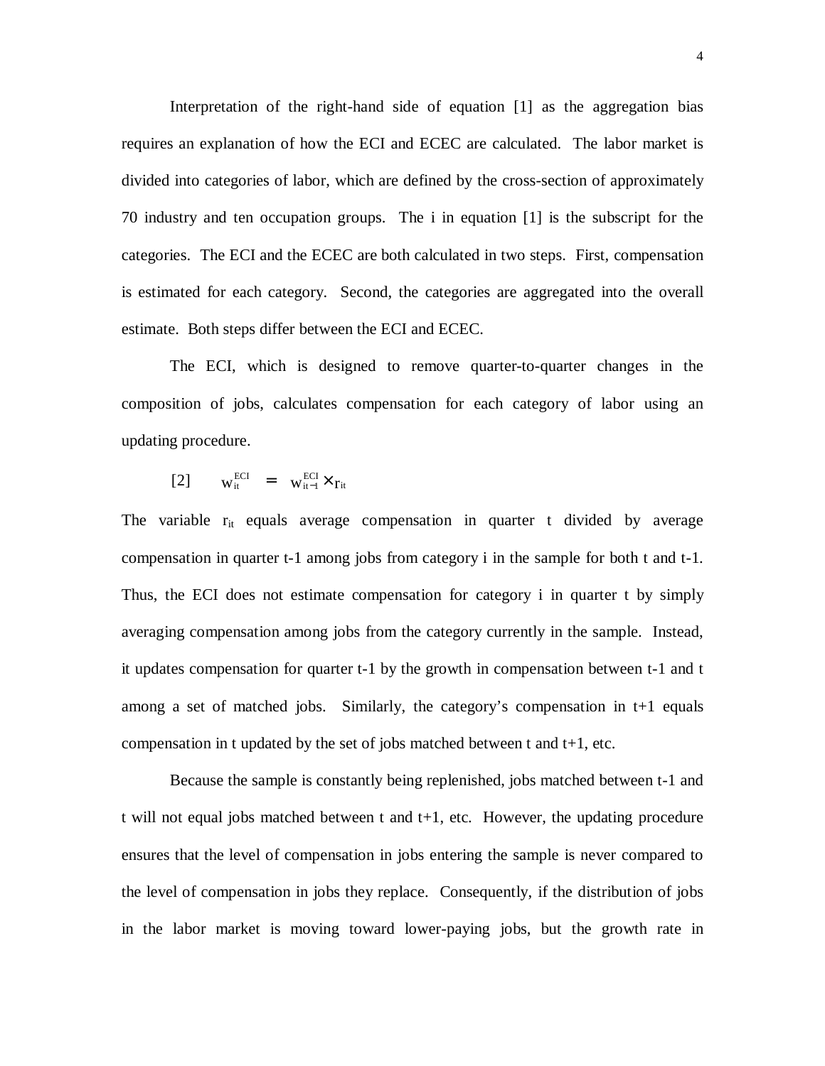Interpretation of the right-hand side of equation [1] as the aggregation bias requires an explanation of how the ECI and ECEC are calculated. The labor market is divided into categories of labor, which are defined by the cross-section of approximately 70 industry and ten occupation groups. The i in equation [1] is the subscript for the categories. The ECI and the ECEC are both calculated in two steps. First, compensation is estimated for each category. Second, the categories are aggregated into the overall estimate. Both steps differ between the ECI and ECEC.

The ECI, which is designed to remove quarter-to-quarter changes in the composition of jobs, calculates compensation for each category of labor using an updating procedure.

$$[2] \qquad w_{it}^{ECI} = w_{it-1}^{ECI} \times r_{it}$$

The variable $r_{it}$ equals average compensation in quarter t divided by average compensation in quarter t-1 among jobs from category i in the sample for both t and t-1. Thus, the ECI does not estimate compensation for category i in quarter t by simply averaging compensation among jobs from the category currently in the sample. Instead, it updates compensation for quarter t-1 by the growth in compensation between t-1 and t among a set of matched jobs. Similarly, the category's compensation in t+1 equals compensation in t updated by the set of jobs matched between t and t+1, etc.

Because the sample is constantly being replenished, jobs matched between t-1 and t will not equal jobs matched between t and t+1, etc. However, the updating procedure ensures that the level of compensation in jobs entering the sample is never compared to the level of compensation in jobs they replace. Consequently, if the distribution of jobs in the labor market is moving toward lower-paying jobs, but the growth rate in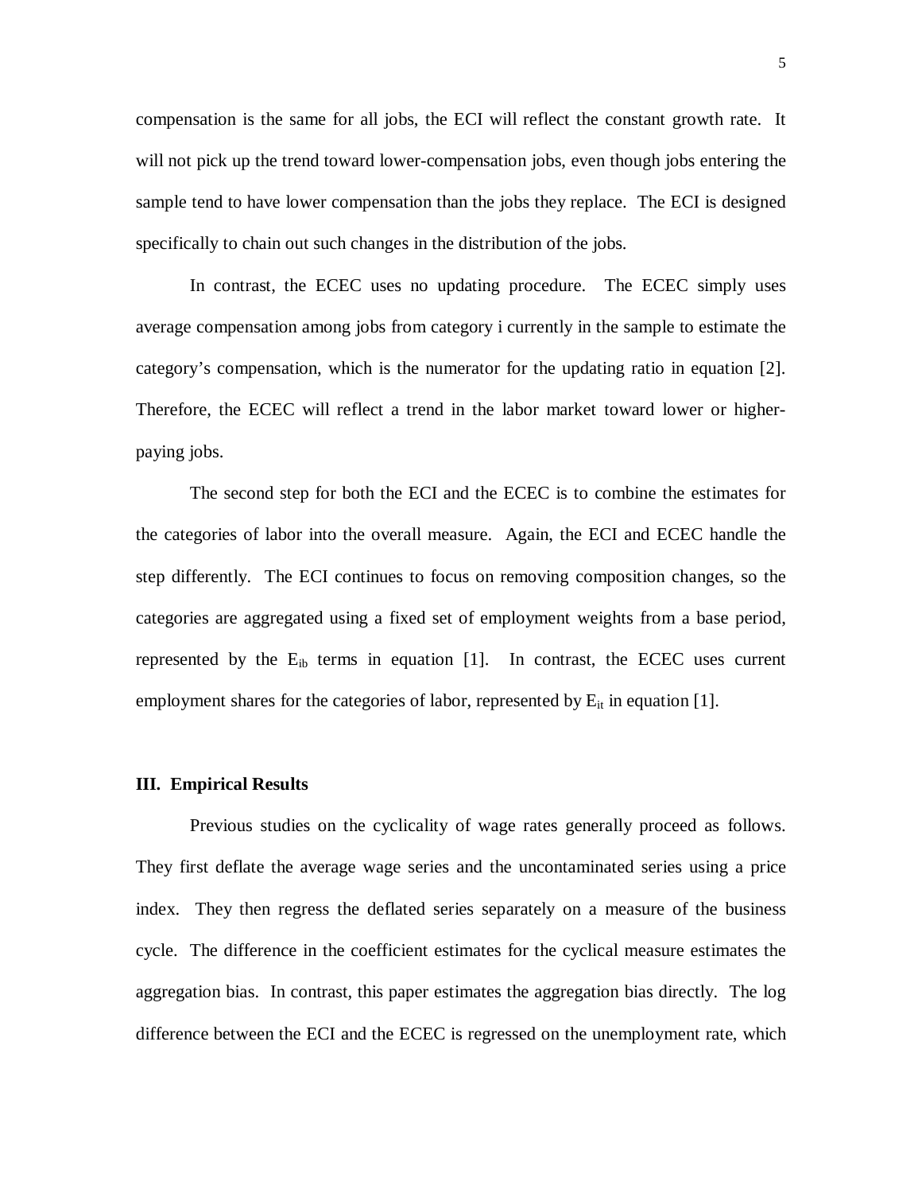compensation is the same for all jobs, the ECI will reflect the constant growth rate. It will not pick up the trend toward lower-compensation jobs, even though jobs entering the sample tend to have lower compensation than the jobs they replace. The ECI is designed specifically to chain out such changes in the distribution of the jobs.

In contrast, the ECEC uses no updating procedure. The ECEC simply uses average compensation among jobs from category i currently in the sample to estimate the category's compensation, which is the numerator for the updating ratio in equation [2]. Therefore, the ECEC will reflect a trend in the labor market toward lower or higher-paying jobs.

The second step for both the ECI and the ECEC is to combine the estimates for the categories of labor into the overall measure. Again, the ECI and ECEC handle the step differently. The ECI continues to focus on removing composition changes, so the categories are aggregated using a fixed set of employment weights from a base period, represented by the $E_{ib}$ terms in equation [1]. In contrast, the ECEC uses current employment shares for the categories of labor, represented by $E_{it}$ in equation [1].

### III. Empirical Results

Previous studies on the cyclicality of wage rates generally proceed as follows. They first deflate the average wage series and the uncontaminated series using a price index. They then regress the deflated series separately on a measure of the business cycle. The difference in the coefficient estimates for the cyclical measure estimates the aggregation bias. In contrast, this paper estimates the aggregation bias directly. The log difference between the ECI and the ECEC is regressed on the unemployment rate, which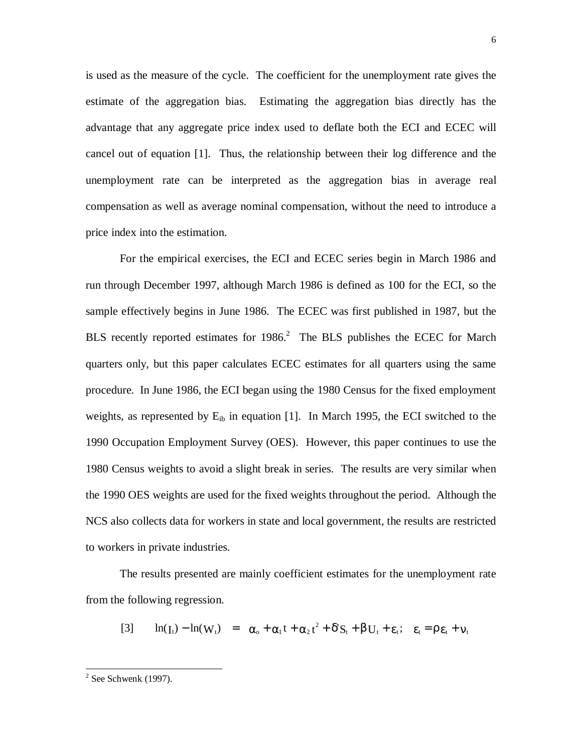is used as the measure of the cycle. The coefficient for the unemployment rate gives the estimate of the aggregation bias. Estimating the aggregation bias directly has the advantage that any aggregate price index used to deflate both the ECI and ECEC will cancel out of equation [1]. Thus, the relationship between their log difference and the unemployment rate can be interpreted as the aggregation bias in average real compensation as well as average nominal compensation, without the need to introduce a price index into the estimation.

For the empirical exercises, the ECI and ECEC series begin in March 1986 and run through December 1997, although March 1986 is defined as 100 for the ECI, so the sample effectively begins in June 1986. The ECEC was first published in 1987, but the BLS recently reported estimates for 1986.[2] The BLS publishes the ECEC for March quarters only, but this paper calculates ECEC estimates for all quarters using the same procedure. In June 1986, the ECI began using the 1980 Census for the fixed employment weights, as represented by $E_{ib}$ in equation [1]. In March 1995, the ECI switched to the 1990 Occupation Employment Survey (OES). However, this paper continues to use the 1980 Census weights to avoid a slight break in series. The results are very similar when the 1990 OES weights are used for the fixed weights throughout the period. Although the NCS also collects data for workers in state and local government, the results are restricted to workers in private industries.

The results presented are mainly coefficient estimates for the unemployment rate from the following regression.

$$[3] \qquad \ln(I_t) - \ln(W_t) \;=\; \alpha_o + \alpha_1 t + \alpha_2 t^2 + \delta' S_t + \beta U_t + \varepsilon_t; \quad \varepsilon_t = \rho \varepsilon_t + \nu_t$$

---

[2] See Schwenk (1997).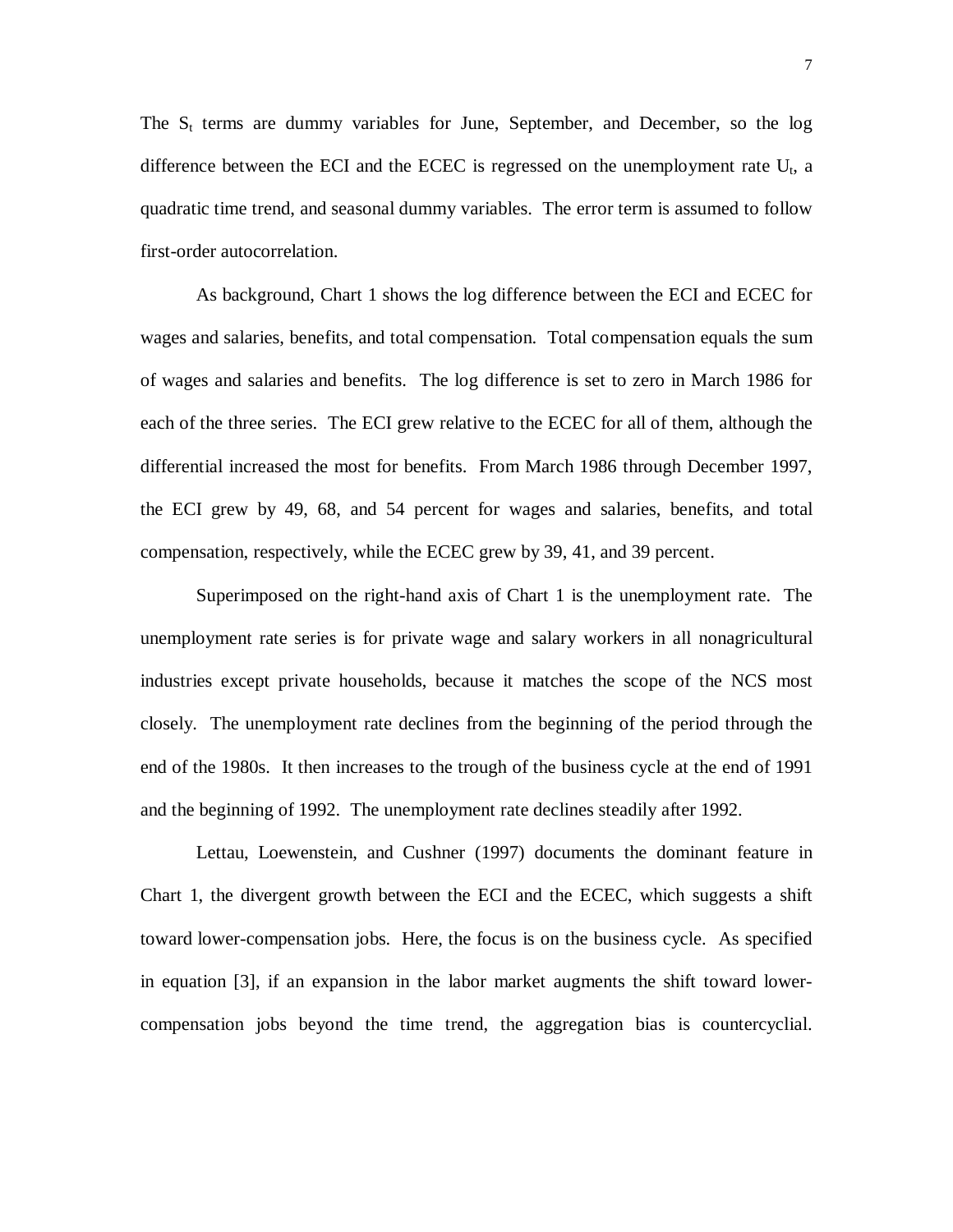The $S_t$ terms are dummy variables for June, September, and December, so the log difference between the ECI and the ECEC is regressed on the unemployment rate $U_t$, a quadratic time trend, and seasonal dummy variables. The error term is assumed to follow first-order autocorrelation.

As background, Chart 1 shows the log difference between the ECI and ECEC for wages and salaries, benefits, and total compensation. Total compensation equals the sum of wages and salaries and benefits. The log difference is set to zero in March 1986 for each of the three series. The ECI grew relative to the ECEC for all of them, although the differential increased the most for benefits. From March 1986 through December 1997, the ECI grew by 49, 68, and 54 percent for wages and salaries, benefits, and total compensation, respectively, while the ECEC grew by 39, 41, and 39 percent.

Superimposed on the right-hand axis of Chart 1 is the unemployment rate. The unemployment rate series is for private wage and salary workers in all nonagricultural industries except private households, because it matches the scope of the NCS most closely. The unemployment rate declines from the beginning of the period through the end of the 1980s. It then increases to the trough of the business cycle at the end of 1991 and the beginning of 1992. The unemployment rate declines steadily after 1992.

Lettau, Loewenstein, and Cushner (1997) documents the dominant feature in Chart 1, the divergent growth between the ECI and the ECEC, which suggests a shift toward lower-compensation jobs. Here, the focus is on the business cycle. As specified in equation [3], if an expansion in the labor market augments the shift toward lower-compensation jobs beyond the time trend, the aggregation bias is countercyclial.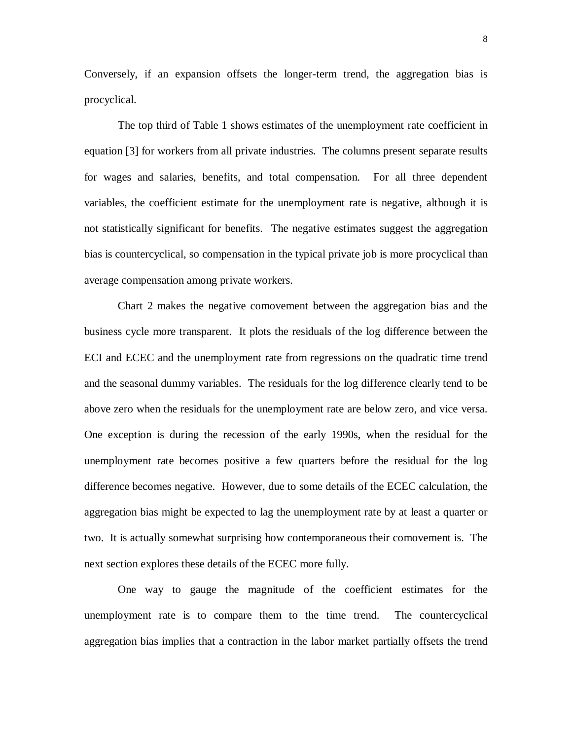Conversely, if an expansion offsets the longer-term trend, the aggregation bias is procyclical.

The top third of Table 1 shows estimates of the unemployment rate coefficient in equation [3] for workers from all private industries. The columns present separate results for wages and salaries, benefits, and total compensation. For all three dependent variables, the coefficient estimate for the unemployment rate is negative, although it is not statistically significant for benefits. The negative estimates suggest the aggregation bias is countercyclical, so compensation in the typical private job is more procyclical than average compensation among private workers.

Chart 2 makes the negative comovement between the aggregation bias and the business cycle more transparent. It plots the residuals of the log difference between the ECI and ECEC and the unemployment rate from regressions on the quadratic time trend and the seasonal dummy variables. The residuals for the log difference clearly tend to be above zero when the residuals for the unemployment rate are below zero, and vice versa. One exception is during the recession of the early 1990s, when the residual for the unemployment rate becomes positive a few quarters before the residual for the log difference becomes negative. However, due to some details of the ECEC calculation, the aggregation bias might be expected to lag the unemployment rate by at least a quarter or two. It is actually somewhat surprising how contemporaneous their comovement is. The next section explores these details of the ECEC more fully.

One way to gauge the magnitude of the coefficient estimates for the unemployment rate is to compare them to the time trend. The countercyclical aggregation bias implies that a contraction in the labor market partially offsets the trend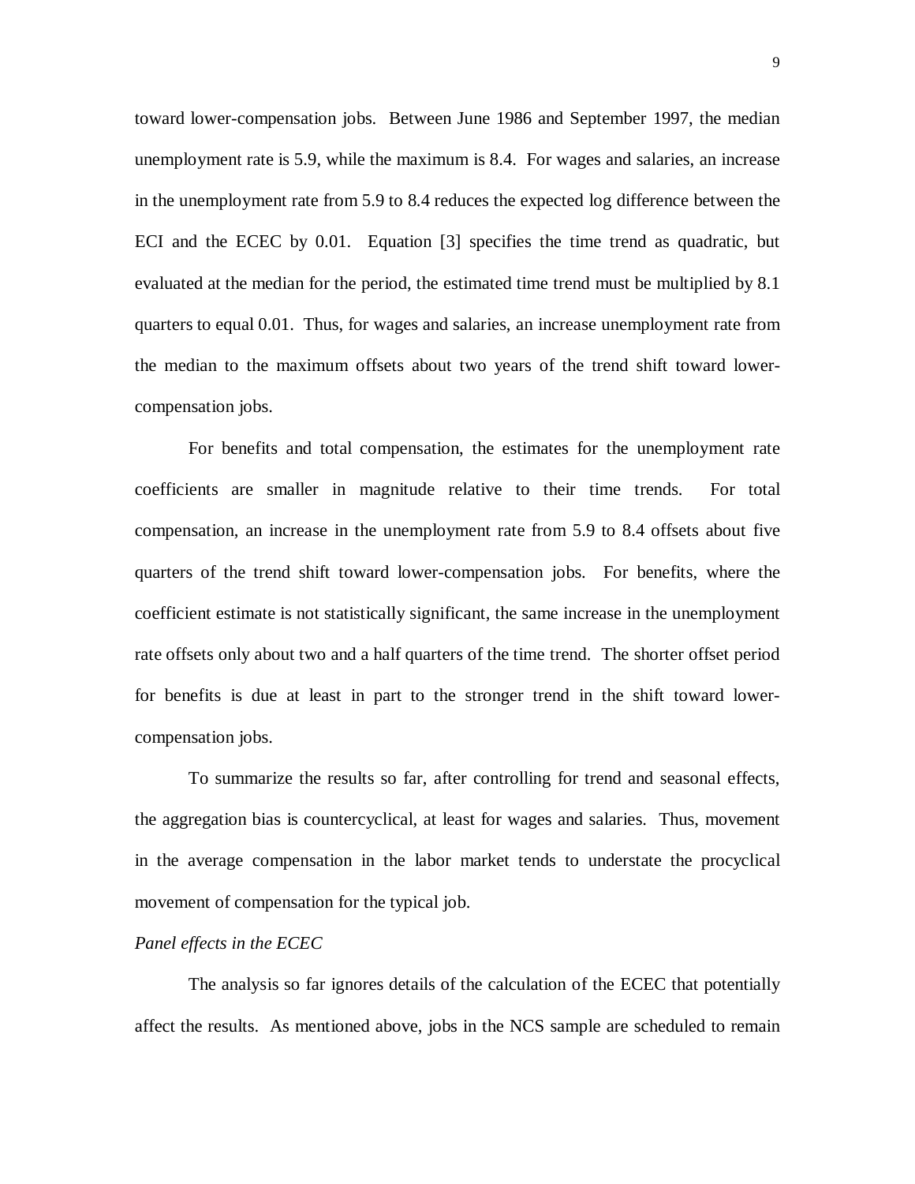toward lower-compensation jobs. Between June 1986 and September 1997, the median unemployment rate is 5.9, while the maximum is 8.4. For wages and salaries, an increase in the unemployment rate from 5.9 to 8.4 reduces the expected log difference between the ECI and the ECEC by 0.01. Equation [3] specifies the time trend as quadratic, but evaluated at the median for the period, the estimated time trend must be multiplied by 8.1 quarters to equal 0.01. Thus, for wages and salaries, an increase unemployment rate from the median to the maximum offsets about two years of the trend shift toward lower-compensation jobs.

For benefits and total compensation, the estimates for the unemployment rate coefficients are smaller in magnitude relative to their time trends. For total compensation, an increase in the unemployment rate from 5.9 to 8.4 offsets about five quarters of the trend shift toward lower-compensation jobs. For benefits, where the coefficient estimate is not statistically significant, the same increase in the unemployment rate offsets only about two and a half quarters of the time trend. The shorter offset period for benefits is due at least in part to the stronger trend in the shift toward lower-compensation jobs.

To summarize the results so far, after controlling for trend and seasonal effects, the aggregation bias is countercyclical, at least for wages and salaries. Thus, movement in the average compensation in the labor market tends to understate the procyclical movement of compensation for the typical job.

*Panel effects in the ECEC*

The analysis so far ignores details of the calculation of the ECEC that potentially affect the results. As mentioned above, jobs in the NCS sample are scheduled to remain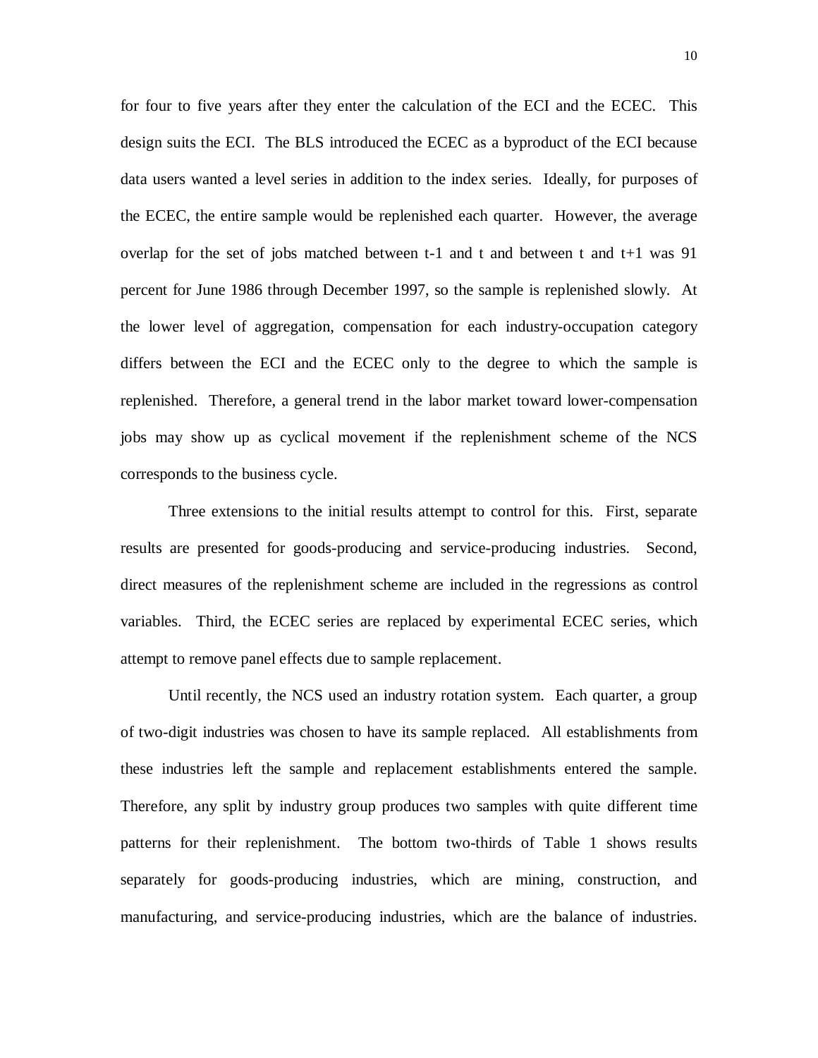for four to five years after they enter the calculation of the ECI and the ECEC. This design suits the ECI. The BLS introduced the ECEC as a byproduct of the ECI because data users wanted a level series in addition to the index series. Ideally, for purposes of the ECEC, the entire sample would be replenished each quarter. However, the average overlap for the set of jobs matched between t-1 and t and between t and t+1 was 91 percent for June 1986 through December 1997, so the sample is replenished slowly. At the lower level of aggregation, compensation for each industry-occupation category differs between the ECI and the ECEC only to the degree to which the sample is replenished. Therefore, a general trend in the labor market toward lower-compensation jobs may show up as cyclical movement if the replenishment scheme of the NCS corresponds to the business cycle.

Three extensions to the initial results attempt to control for this. First, separate results are presented for goods-producing and service-producing industries. Second, direct measures of the replenishment scheme are included in the regressions as control variables. Third, the ECEC series are replaced by experimental ECEC series, which attempt to remove panel effects due to sample replacement.

Until recently, the NCS used an industry rotation system. Each quarter, a group of two-digit industries was chosen to have its sample replaced. All establishments from these industries left the sample and replacement establishments entered the sample. Therefore, any split by industry group produces two samples with quite different time patterns for their replenishment. The bottom two-thirds of Table 1 shows results separately for goods-producing industries, which are mining, construction, and manufacturing, and service-producing industries, which are the balance of industries.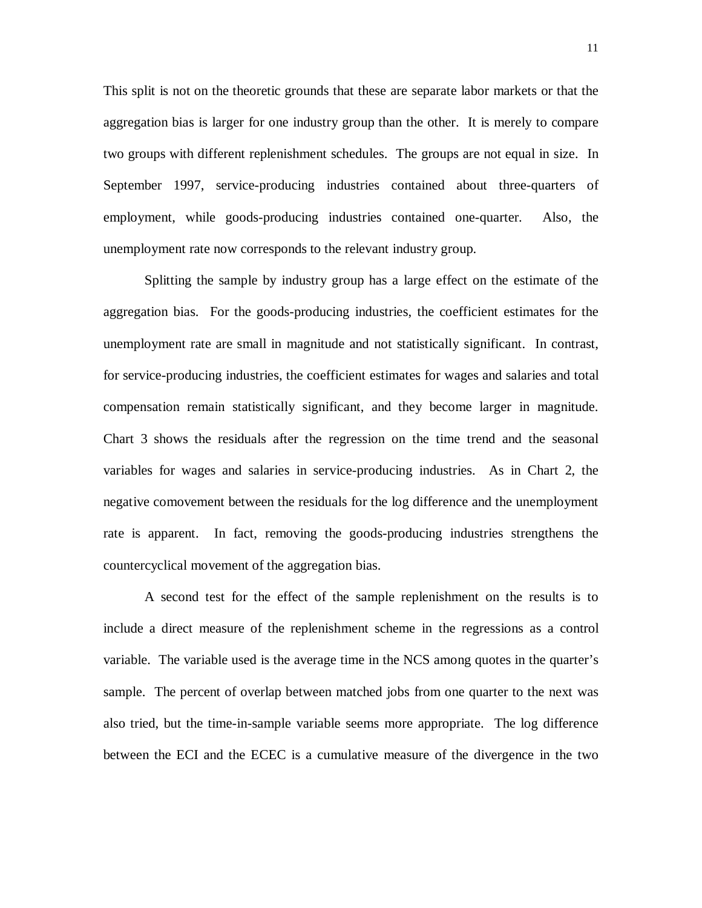This split is not on the theoretic grounds that these are separate labor markets or that the aggregation bias is larger for one industry group than the other. It is merely to compare two groups with different replenishment schedules. The groups are not equal in size. In September 1997, service-producing industries contained about three-quarters of employment, while goods-producing industries contained one-quarter. Also, the unemployment rate now corresponds to the relevant industry group.

Splitting the sample by industry group has a large effect on the estimate of the aggregation bias. For the goods-producing industries, the coefficient estimates for the unemployment rate are small in magnitude and not statistically significant. In contrast, for service-producing industries, the coefficient estimates for wages and salaries and total compensation remain statistically significant, and they become larger in magnitude. Chart 3 shows the residuals after the regression on the time trend and the seasonal variables for wages and salaries in service-producing industries. As in Chart 2, the negative comovement between the residuals for the log difference and the unemployment rate is apparent. In fact, removing the goods-producing industries strengthens the countercyclical movement of the aggregation bias.

A second test for the effect of the sample replenishment on the results is to include a direct measure of the replenishment scheme in the regressions as a control variable. The variable used is the average time in the NCS among quotes in the quarter's sample. The percent of overlap between matched jobs from one quarter to the next was also tried, but the time-in-sample variable seems more appropriate. The log difference between the ECI and the ECEC is a cumulative measure of the divergence in the two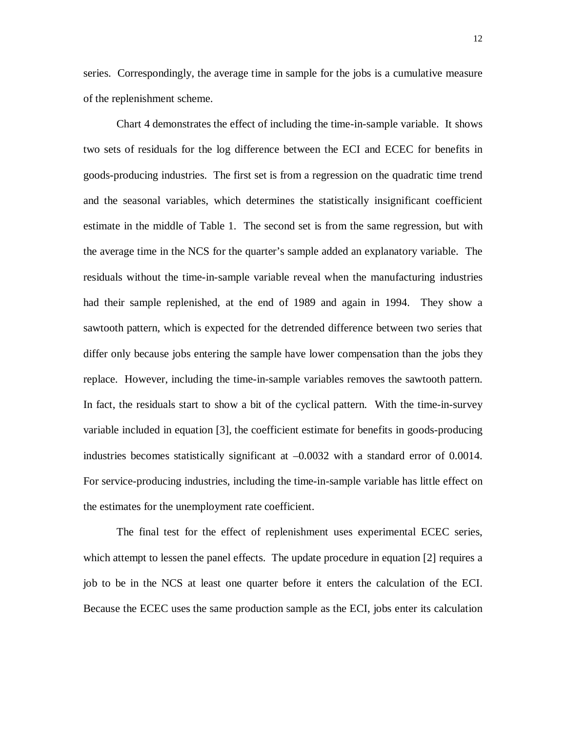series. Correspondingly, the average time in sample for the jobs is a cumulative measure of the replenishment scheme.

Chart 4 demonstrates the effect of including the time-in-sample variable. It shows two sets of residuals for the log difference between the ECI and ECEC for benefits in goods-producing industries. The first set is from a regression on the quadratic time trend and the seasonal variables, which determines the statistically insignificant coefficient estimate in the middle of Table 1. The second set is from the same regression, but with the average time in the NCS for the quarter's sample added an explanatory variable. The residuals without the time-in-sample variable reveal when the manufacturing industries had their sample replenished, at the end of 1989 and again in 1994. They show a sawtooth pattern, which is expected for the detrended difference between two series that differ only because jobs entering the sample have lower compensation than the jobs they replace. However, including the time-in-sample variables removes the sawtooth pattern. In fact, the residuals start to show a bit of the cyclical pattern. With the time-in-survey variable included in equation [3], the coefficient estimate for benefits in goods-producing industries becomes statistically significant at –0.0032 with a standard error of 0.0014. For service-producing industries, including the time-in-sample variable has little effect on the estimates for the unemployment rate coefficient.

The final test for the effect of replenishment uses experimental ECEC series, which attempt to lessen the panel effects. The update procedure in equation [2] requires a job to be in the NCS at least one quarter before it enters the calculation of the ECI. Because the ECEC uses the same production sample as the ECI, jobs enter its calculation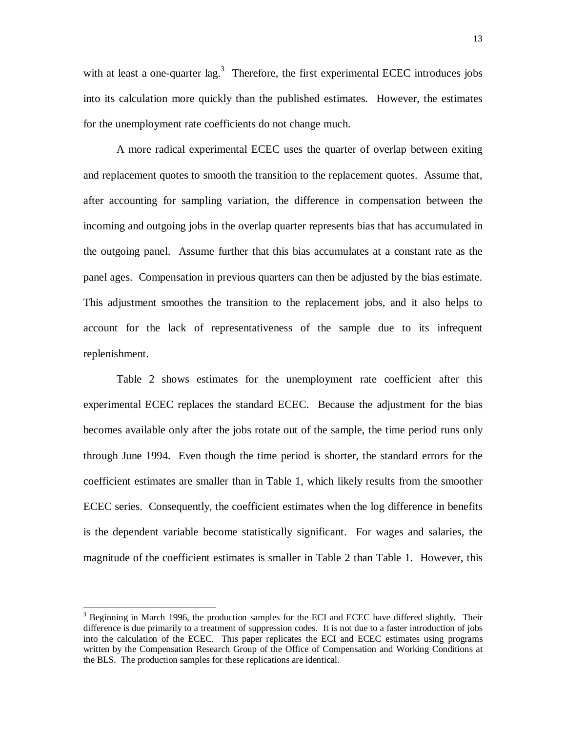with at least a one-quarter lag.[3] Therefore, the first experimental ECEC introduces jobs into its calculation more quickly than the published estimates. However, the estimates for the unemployment rate coefficients do not change much.

A more radical experimental ECEC uses the quarter of overlap between exiting and replacement quotes to smooth the transition to the replacement quotes. Assume that, after accounting for sampling variation, the difference in compensation between the incoming and outgoing jobs in the overlap quarter represents bias that has accumulated in the outgoing panel. Assume further that this bias accumulates at a constant rate as the panel ages. Compensation in previous quarters can then be adjusted by the bias estimate. This adjustment smoothes the transition to the replacement jobs, and it also helps to account for the lack of representativeness of the sample due to its infrequent replenishment.

Table 2 shows estimates for the unemployment rate coefficient after this experimental ECEC replaces the standard ECEC. Because the adjustment for the bias becomes available only after the jobs rotate out of the sample, the time period runs only through June 1994. Even though the time period is shorter, the standard errors for the coefficient estimates are smaller than in Table 1, which likely results from the smoother ECEC series. Consequently, the coefficient estimates when the log difference in benefits is the dependent variable become statistically significant. For wages and salaries, the magnitude of the coefficient estimates is smaller in Table 2 than Table 1. However, this

---

[3] Beginning in March 1996, the production samples for the ECI and ECEC have differed slightly. Their difference is due primarily to a treatment of suppression codes. It is not due to a faster introduction of jobs into the calculation of the ECEC. This paper replicates the ECI and ECEC estimates using programs written by the Compensation Research Group of the Office of Compensation and Working Conditions at the BLS. The production samples for these replications are identical.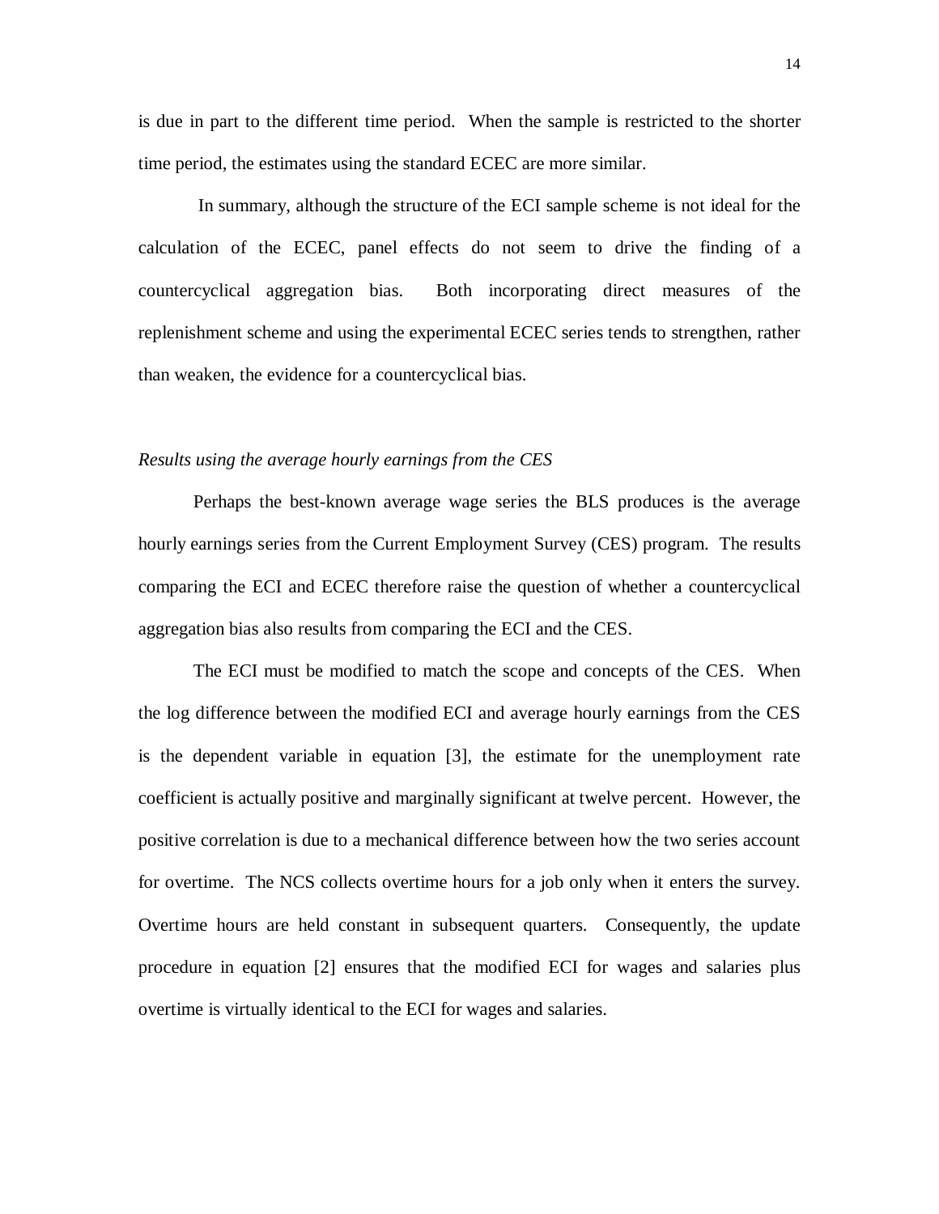is due in part to the different time period. When the sample is restricted to the shorter time period, the estimates using the standard ECEC are more similar.

In summary, although the structure of the ECI sample scheme is not ideal for the calculation of the ECEC, panel effects do not seem to drive the finding of a countercyclical aggregation bias. Both incorporating direct measures of the replenishment scheme and using the experimental ECEC series tends to strengthen, rather than weaken, the evidence for a countercyclical bias.

*Results using the average hourly earnings from the CES*

Perhaps the best-known average wage series the BLS produces is the average hourly earnings series from the Current Employment Survey (CES) program. The results comparing the ECI and ECEC therefore raise the question of whether a countercyclical aggregation bias also results from comparing the ECI and the CES.

The ECI must be modified to match the scope and concepts of the CES. When the log difference between the modified ECI and average hourly earnings from the CES is the dependent variable in equation [3], the estimate for the unemployment rate coefficient is actually positive and marginally significant at twelve percent. However, the positive correlation is due to a mechanical difference between how the two series account for overtime. The NCS collects overtime hours for a job only when it enters the survey. Overtime hours are held constant in subsequent quarters. Consequently, the update procedure in equation [2] ensures that the modified ECI for wages and salaries plus overtime is virtually identical to the ECI for wages and salaries.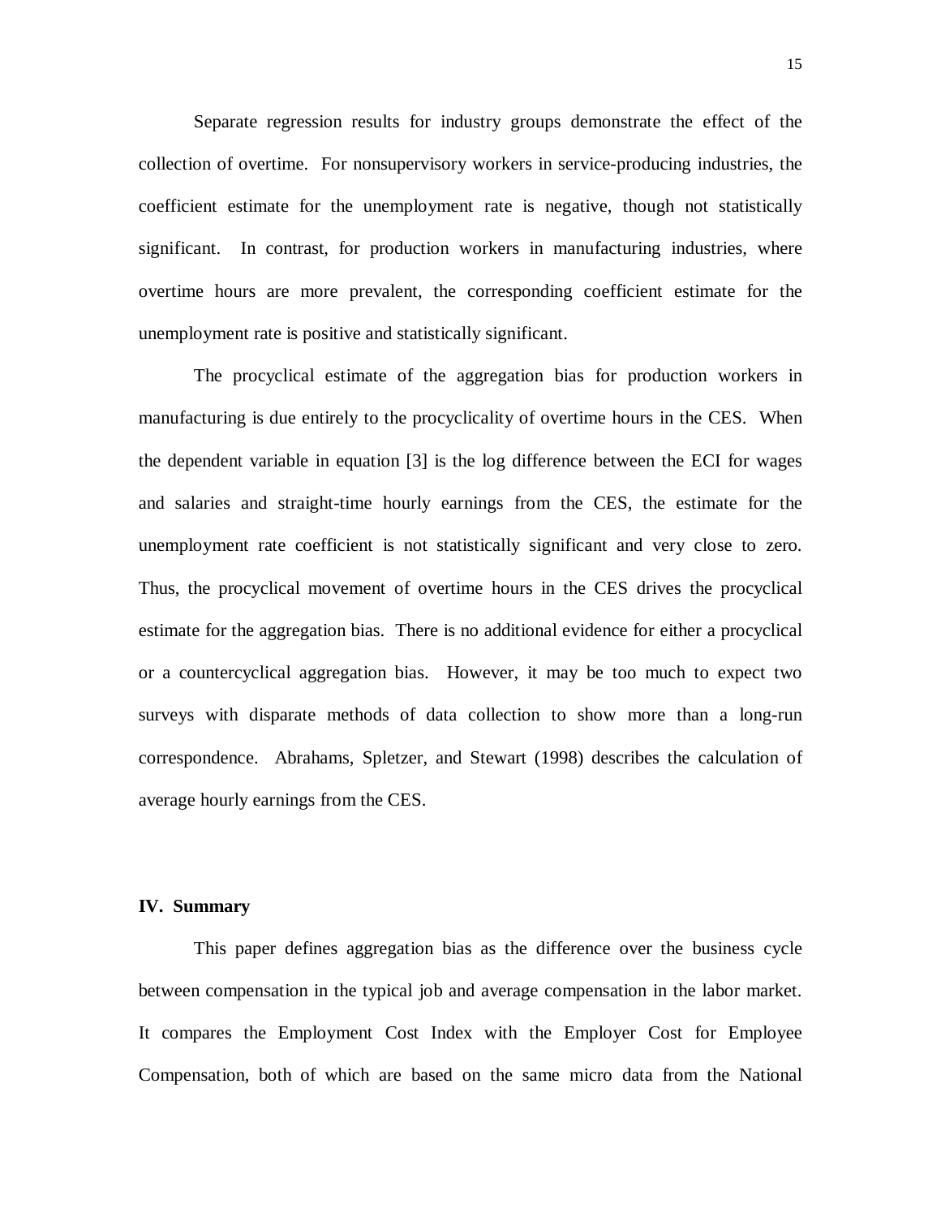Separate regression results for industry groups demonstrate the effect of the collection of overtime. For nonsupervisory workers in service-producing industries, the coefficient estimate for the unemployment rate is negative, though not statistically significant. In contrast, for production workers in manufacturing industries, where overtime hours are more prevalent, the corresponding coefficient estimate for the unemployment rate is positive and statistically significant.

The procyclical estimate of the aggregation bias for production workers in manufacturing is due entirely to the procyclicality of overtime hours in the CES. When the dependent variable in equation [3] is the log difference between the ECI for wages and salaries and straight-time hourly earnings from the CES, the estimate for the unemployment rate coefficient is not statistically significant and very close to zero. Thus, the procyclical movement of overtime hours in the CES drives the procyclical estimate for the aggregation bias. There is no additional evidence for either a procyclical or a countercyclical aggregation bias. However, it may be too much to expect two surveys with disparate methods of data collection to show more than a long-run correspondence. Abrahams, Spletzer, and Stewart (1998) describes the calculation of average hourly earnings from the CES.

## IV. Summary

This paper defines aggregation bias as the difference over the business cycle between compensation in the typical job and average compensation in the labor market. It compares the Employment Cost Index with the Employer Cost for Employee Compensation, both of which are based on the same micro data from the National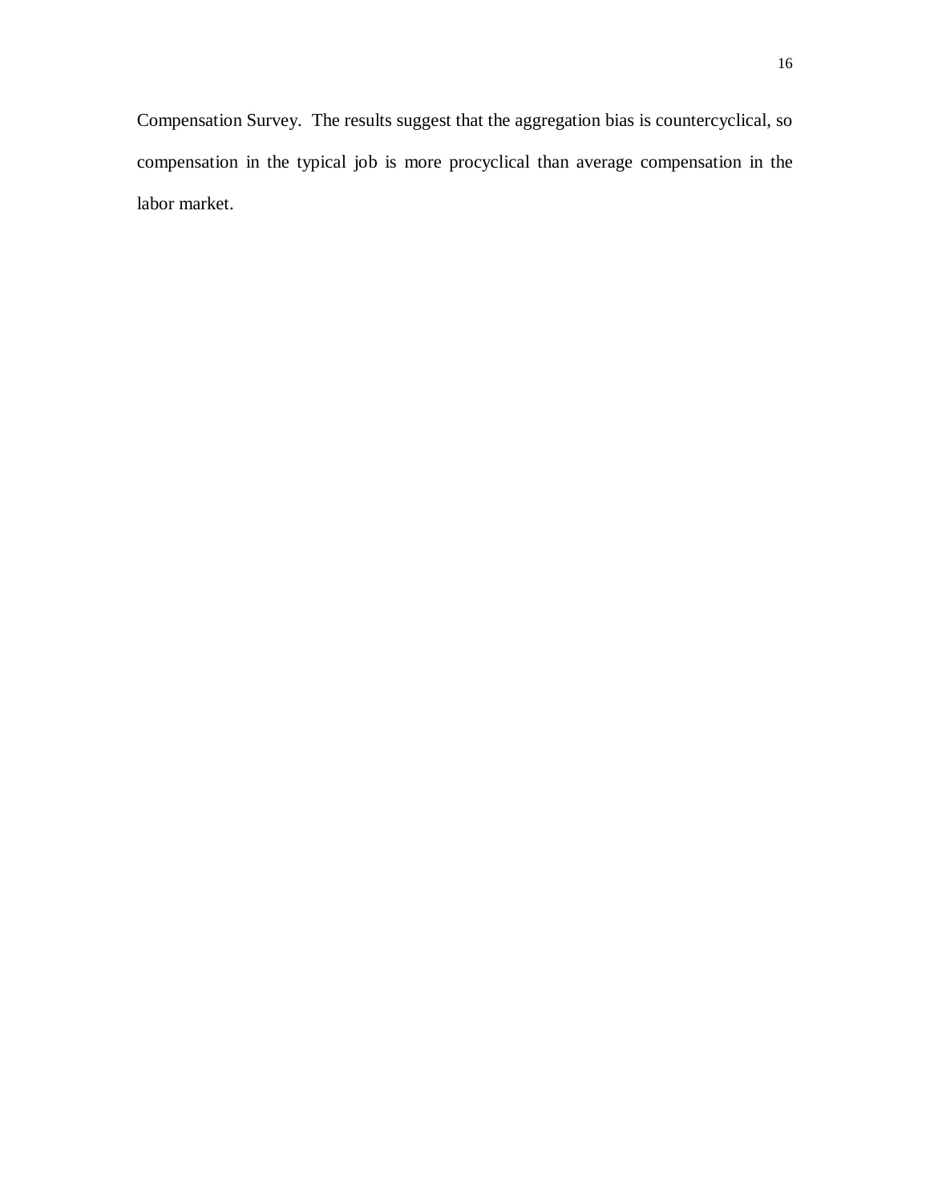Compensation Survey. The results suggest that the aggregation bias is countercyclical, so compensation in the typical job is more procyclical than average compensation in the labor market.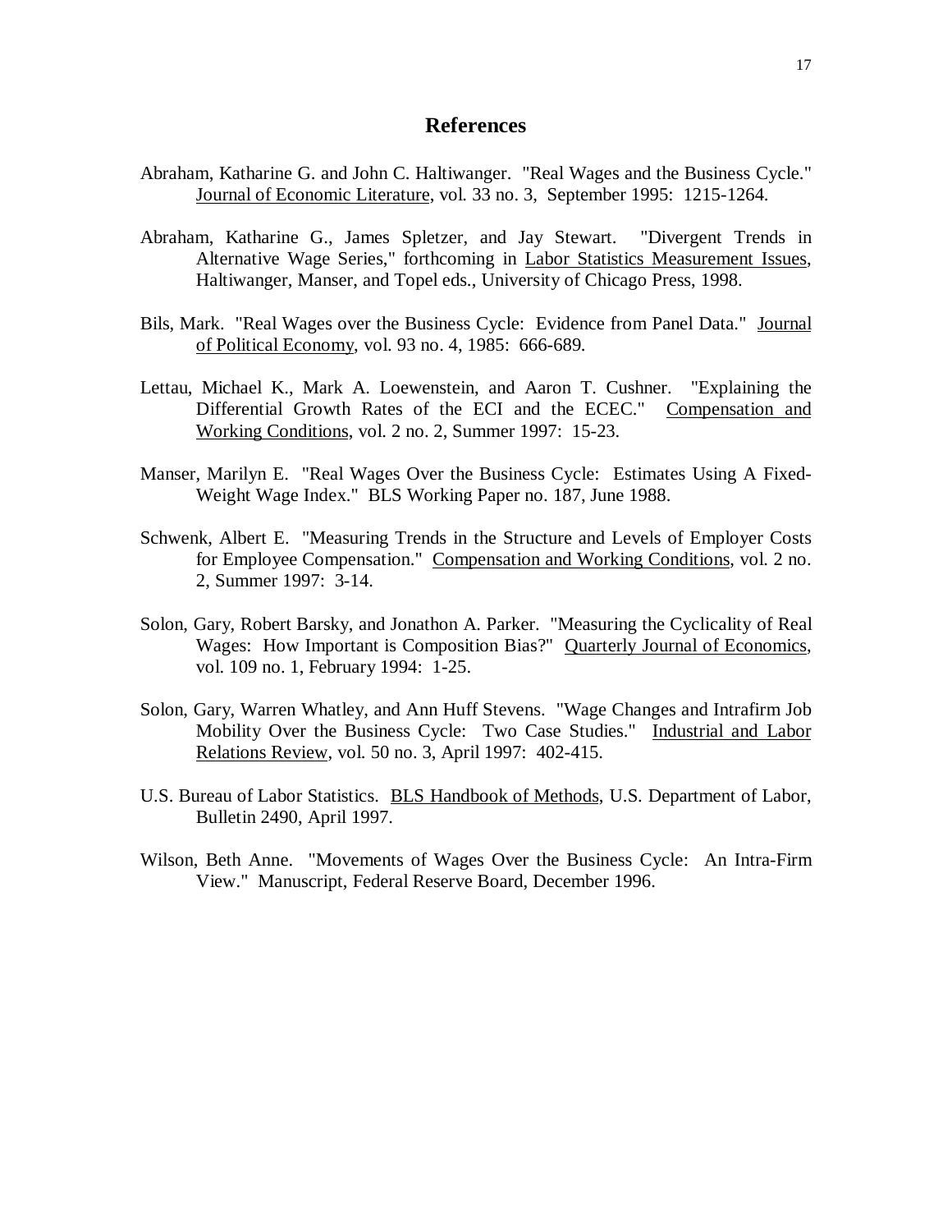## References

Abraham, Katharine G. and John C. Haltiwanger. "Real Wages and the Business Cycle." Journal of Economic Literature, vol. 33 no. 3, September 1995: 1215-1264.

Abraham, Katharine G., James Spletzer, and Jay Stewart. "Divergent Trends in Alternative Wage Series," forthcoming in Labor Statistics Measurement Issues, Haltiwanger, Manser, and Topel eds., University of Chicago Press, 1998.

Bils, Mark. "Real Wages over the Business Cycle: Evidence from Panel Data." Journal of Political Economy, vol. 93 no. 4, 1985: 666-689.

Lettau, Michael K., Mark A. Loewenstein, and Aaron T. Cushner. "Explaining the Differential Growth Rates of the ECI and the ECEC." Compensation and Working Conditions, vol. 2 no. 2, Summer 1997: 15-23.

Manser, Marilyn E. "Real Wages Over the Business Cycle: Estimates Using A Fixed-Weight Wage Index." BLS Working Paper no. 187, June 1988.

Schwenk, Albert E. "Measuring Trends in the Structure and Levels of Employer Costs for Employee Compensation." Compensation and Working Conditions, vol. 2 no. 2, Summer 1997: 3-14.

Solon, Gary, Robert Barsky, and Jonathon A. Parker. "Measuring the Cyclicality of Real Wages: How Important is Composition Bias?" Quarterly Journal of Economics, vol. 109 no. 1, February 1994: 1-25.

Solon, Gary, Warren Whatley, and Ann Huff Stevens. "Wage Changes and Intrafirm Job Mobility Over the Business Cycle: Two Case Studies." Industrial and Labor Relations Review, vol. 50 no. 3, April 1997: 402-415.

U.S. Bureau of Labor Statistics. BLS Handbook of Methods, U.S. Department of Labor, Bulletin 2490, April 1997.

Wilson, Beth Anne. "Movements of Wages Over the Business Cycle: An Intra-Firm View." Manuscript, Federal Reserve Board, December 1996.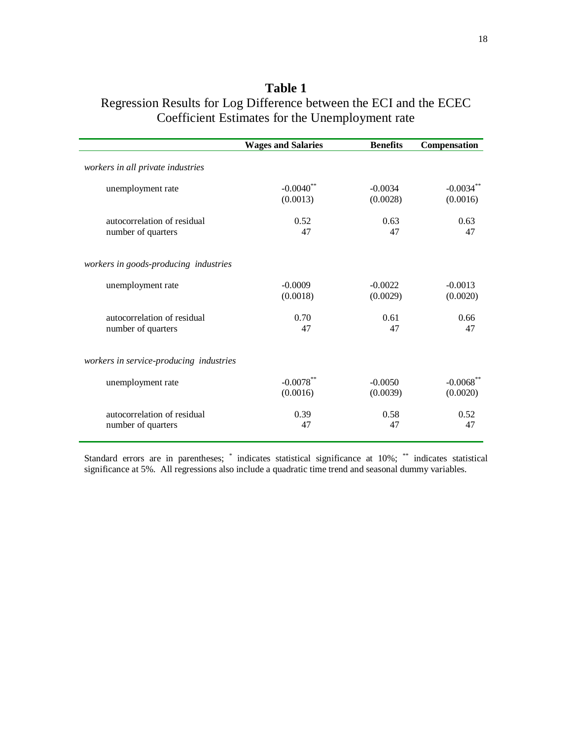# Table 1

## Regression Results for Log Difference between the ECI and the ECEC Coefficient Estimates for the Unemployment rate

| | Wages and Salaries | Benefits | Compensation |
|---|---|---|---|
| *workers in all private industries* | | | |
| unemployment rate | -0.0040** | -0.0034 | -0.0034** |
| | (0.0013) | (0.0028) | (0.0016) |
| autocorrelation of residual | 0.52 | 0.63 | 0.63 |
| number of quarters | 47 | 47 | 47 |
| *workers in goods-producing industries* | | | |
| unemployment rate | -0.0009 | -0.0022 | -0.0013 |
| | (0.0018) | (0.0029) | (0.0020) |
| autocorrelation of residual | 0.70 | 0.61 | 0.66 |
| number of quarters | 47 | 47 | 47 |
| *workers in service-producing industries* | | | |
| unemployment rate | -0.0078** | -0.0050 | -0.0068** |
| | (0.0016) | (0.0039) | (0.0020) |
| autocorrelation of residual | 0.39 | 0.58 | 0.52 |
| number of quarters | 47 | 47 | 47 |

Standard errors are in parentheses; * indicates statistical significance at 10%; ** indicates statistical significance at 5%. All regressions also include a quadratic time trend and seasonal dummy variables.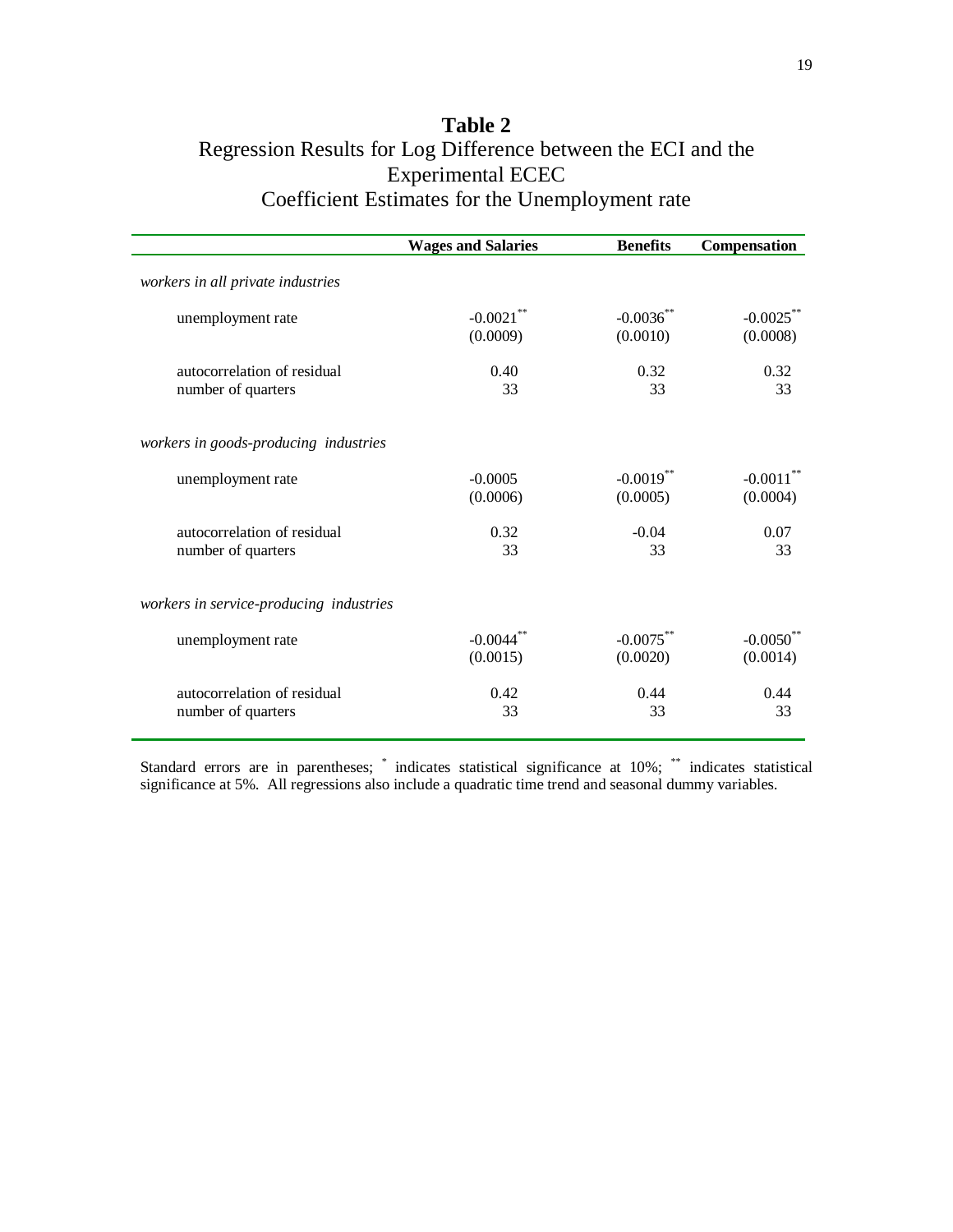# Table 2

Regression Results for Log Difference between the ECI and the Experimental ECEC

Coefficient Estimates for the Unemployment rate

| | Wages and Salaries | Benefits | Compensation |
|---|---|---|---|
| *workers in all private industries* | | | |
| unemployment rate | -0.0021** | -0.0036** | -0.0025** |
| | (0.0009) | (0.0010) | (0.0008) |
| autocorrelation of residual | 0.40 | 0.32 | 0.32 |
| number of quarters | 33 | 33 | 33 |
| *workers in goods-producing industries* | | | |
| unemployment rate | -0.0005 | -0.0019** | -0.0011** |
| | (0.0006) | (0.0005) | (0.0004) |
| autocorrelation of residual | 0.32 | -0.04 | 0.07 |
| number of quarters | 33 | 33 | 33 |
| *workers in service-producing industries* | | | |
| unemployment rate | -0.0044** | -0.0075** | -0.0050** |
| | (0.0015) | (0.0020) | (0.0014) |
| autocorrelation of residual | 0.42 | 0.44 | 0.44 |
| number of quarters | 33 | 33 | 33 |

Standard errors are in parentheses; * indicates statistical significance at 10%; ** indicates statistical significance at 5%. All regressions also include a quadratic time trend and seasonal dummy variables.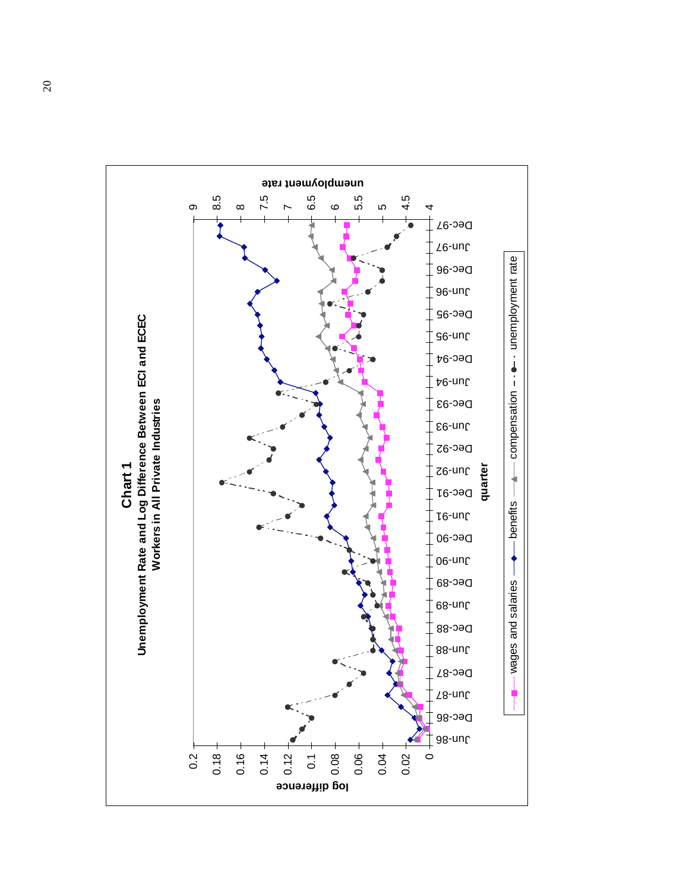# Chart 1

**Unemployment Rate and Log Difference Between ECI and ECEC Workers in All Private Industries**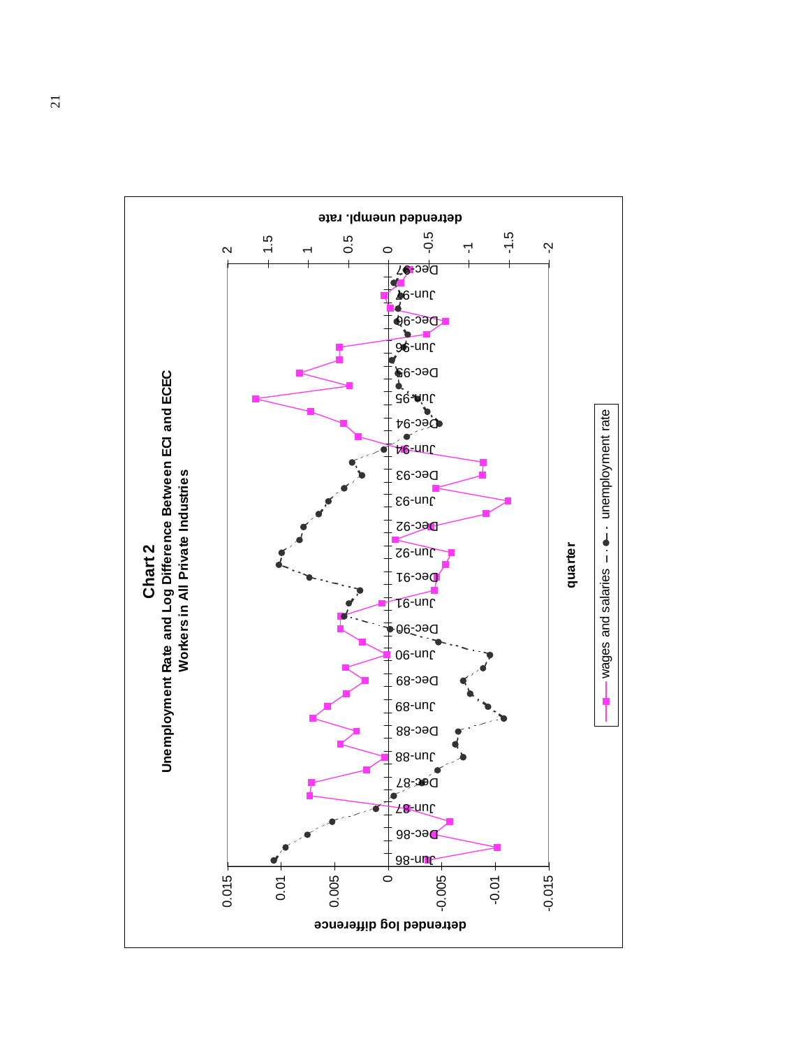**Chart 2**

**Unemployment Rate and Log Difference Between ECI and ECEC Workers in All Private Industries**

detrended log difference (left axis: 0.015, 0.01, 0.005, 0, -0.005, -0.01, -0.015)

detrended unempl. rate (right axis: 2, 1.5, 1, 0.5, 0, -0.5, -1, -1.5, -2)

quarter (Jun-86, Dec-86, Jun-87, Dec-87, Jun-88, Dec-88, Jun-89, Dec-89, Jun-90, Dec-90, Jun-91, Dec-91, Jun-92, Dec-92, Jun-93, Dec-93, Jun-94, Dec-94, Jun-95, Dec-95, Jun-96, Dec-96, Jun-97, Dec-97)

Legend: wages and salaries; unemployment rate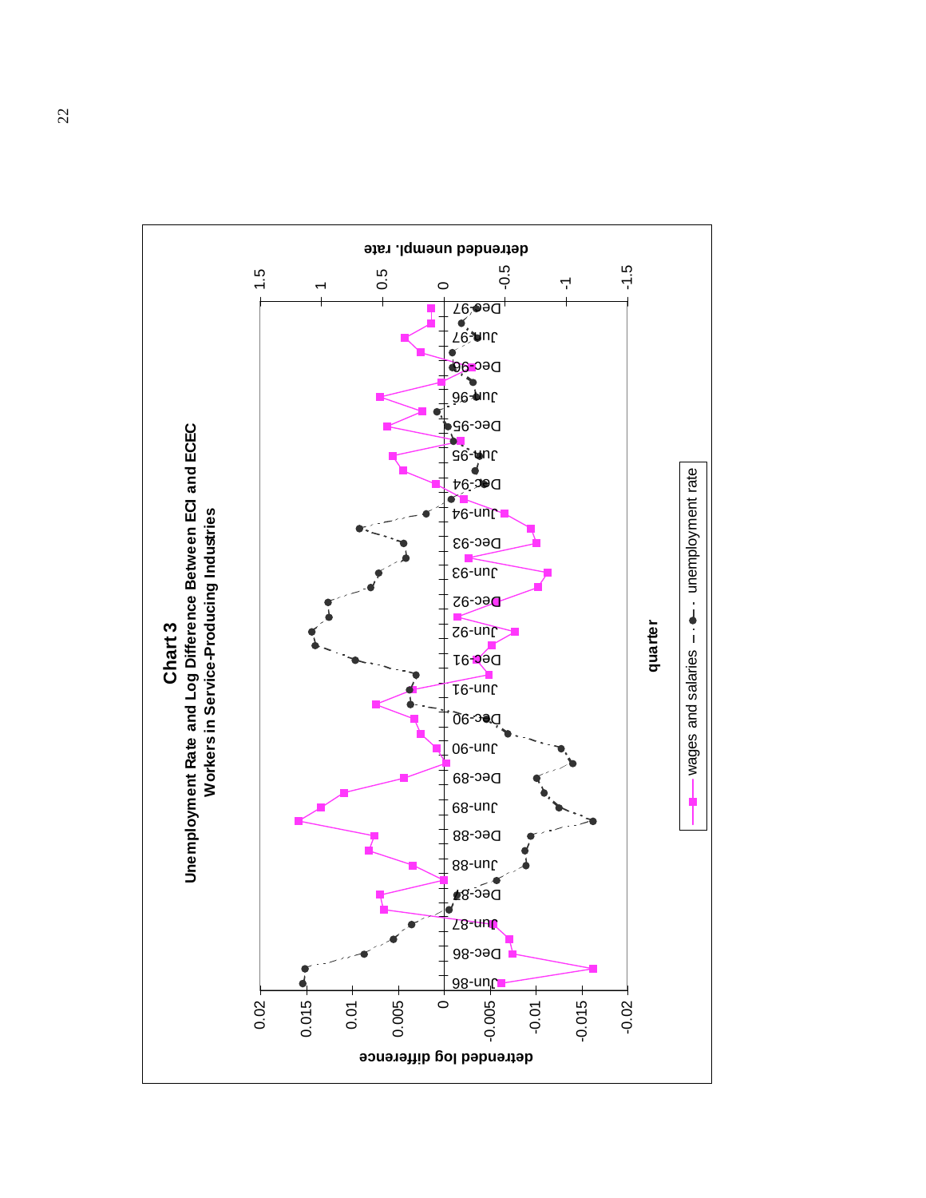**Chart 3**

**Unemployment Rate and Log Difference Between ECI and ECEC Workers in Service-Producing Industries**

detrended log difference (left axis: 0.02, 0.015, 0.01, 0.005, 0, -0.005, -0.01, -0.015, -0.02)

detrended unempl. rate (right axis: 1.5, 1, 0.5, 0, -0.5, -1, -1.5)

quarter: Jun-86, Dec-86, Jun-87, Dec-87, Jun-88, Dec-88, Jun-89, Dec-89, Jun-90, Dec-90, Jun-91, Dec-91, Jun-92, Dec-92, Jun-93, Dec-93, Jun-94, Dec-94, Jun-95, Dec-95, Jun-96, Dec-96, Jun-97, Dec-97

Legend: wages and salaries; unemployment rate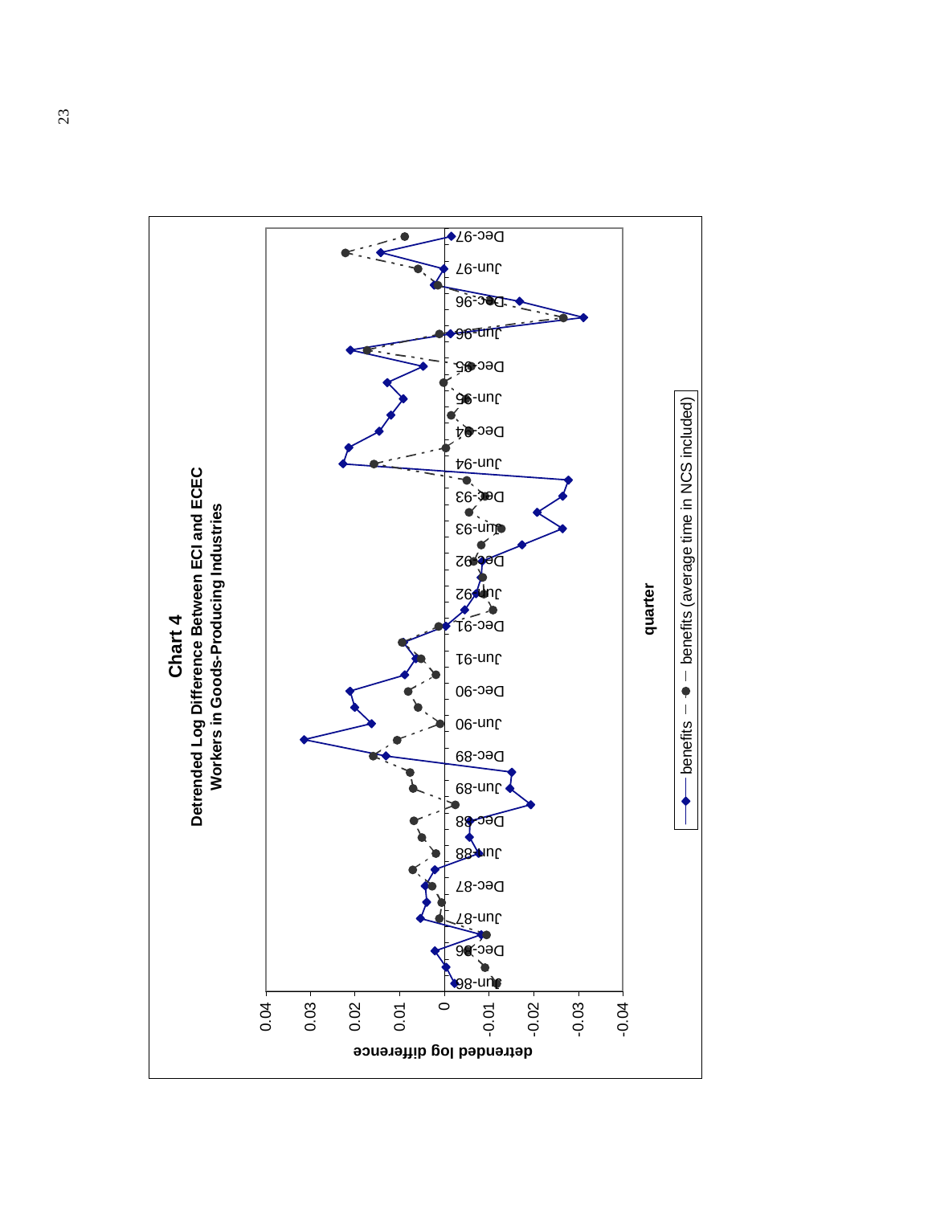**Chart 4**
**Detrended Log Difference Between ECI and ECEC Workers in Goods-Producing Industries**

detrended log difference

0.04
0.03
0.02
0.01
0
-0.01
-0.02
-0.03
-0.04

Jun-86
Dec-86
Jun-87
Dec-87
Jun-88
Dec-88
Jun-89
Dec-89
Jun-90
Dec-90
Jun-91
Dec-91
Jun-92
Dec-92
Jun-93
Dec-93
Jun-94
Dec-94
Jun-95
Dec-95
Jun-96
Dec-96
Jun-97
Dec-97

quarter

benefits
benefits (average time in NCS included)